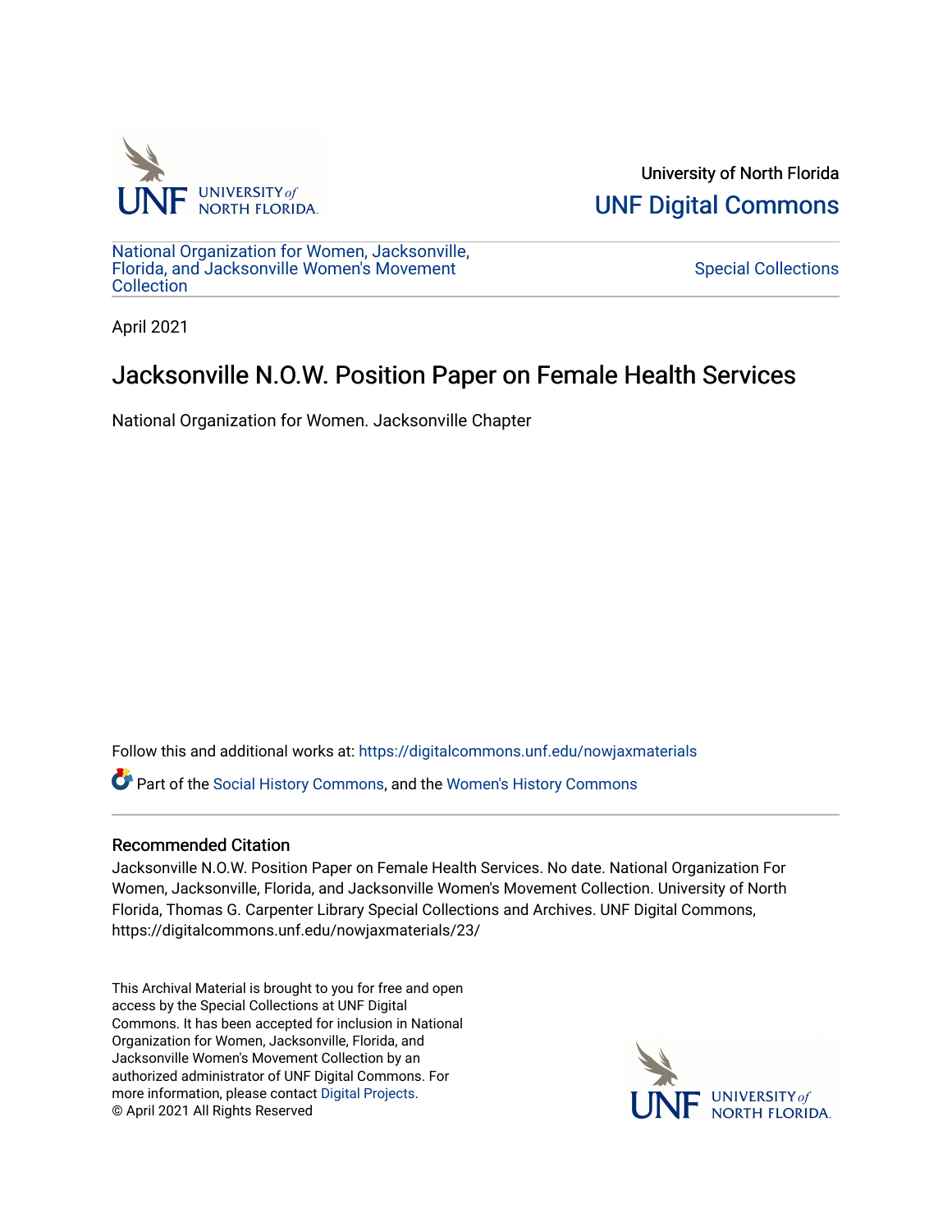University of North Florida

UNF Digital Commons

National Organization for Women, Jacksonville, Florida, and Jacksonville Women's Movement Collection

Special Collections

April 2021

# Jacksonville N.O.W. Position Paper on Female Health Services

National Organization for Women. Jacksonville Chapter

Follow this and additional works at: https://digitalcommons.unf.edu/nowjaxmaterials

Part of the Social History Commons, and the Women's History Commons

## Recommended Citation

Jacksonville N.O.W. Position Paper on Female Health Services. No date. National Organization For Women, Jacksonville, Florida, and Jacksonville Women's Movement Collection. University of North Florida, Thomas G. Carpenter Library Special Collections and Archives. UNF Digital Commons, https://digitalcommons.unf.edu/nowjaxmaterials/23/

This Archival Material is brought to you for free and open access by the Special Collections at UNF Digital Commons. It has been accepted for inclusion in National Organization for Women, Jacksonville, Florida, and Jacksonville Women's Movement Collection by an authorized administrator of UNF Digital Commons. For more information, please contact Digital Projects.
© April 2021 All Rights Reserved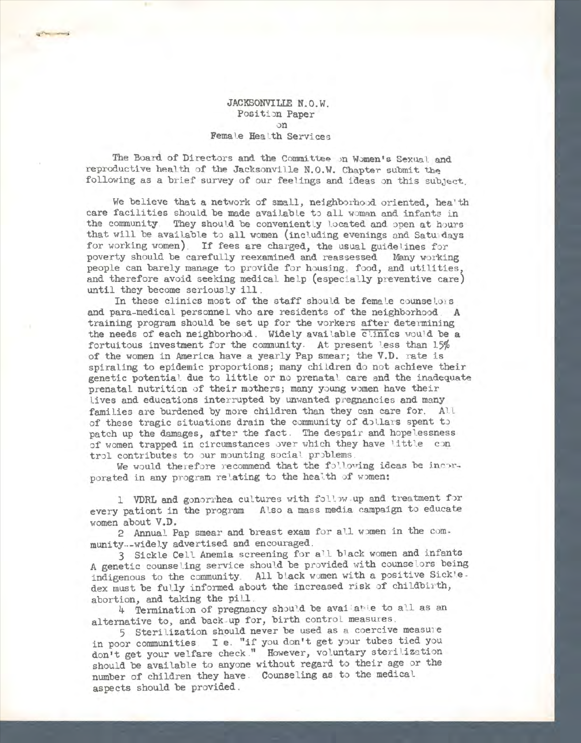# JACKSONVILLE N.O.W.
## Position Paper
## on
## Female Health Services

The Board of Directors and the Committee on Women's Sexual and reproductive health of the Jacksonville N.O.W. Chapter submit the following as a brief survey of our feelings and ideas on this subject.

We believe that a network of small, neighborhood oriented, health care facilities should be made available to all woman and infants in the community. They should be conveniently located and open at hours that will be available to all women (including evenings and Saturdays for working women). If fees are charged, the usual guidelines for poverty should be carefully reexamined and reassessed. Many working people can barely manage to provide for housing, food, and utilities, and therefore avoid seeking medical help (especially preventive care) until they become seriously ill.

In these clinics most of the staff should be female counselors and para-medical personnel who are residents of the neighborhood. A training program should be set up for the workers after determining the needs of each neighborhood. Widely available clinics would be a fortuitous investment for the community. At present less than 15% of the women in America have a yearly Pap smear; the V.D. rate is spiraling to epidemic proportions; many children do not achieve their genetic potential due to little or no prenatal care and the inadequate prenatal nutrition of their mothers; many young women have their lives and educations interrupted by unwanted pregnancies and many families are burdened by more children than they can care for. All of these tragic situations drain the community of dollars spent to patch up the damages, after the fact. The despair and hopelessness of women trapped in circumstances over which they have little control contributes to our mounting social problems.

We would therefore recommend that the following ideas be incorporated in any program relating to the health of women:

1. VDRL and gonorrhea cultures with follow-up and treatment for every pationt in the program. Also a mass media campaign to educate women about V.D.
2. Annual Pap smear and breast exam for all women in the community--widely advertised and encouraged.
3. Sickle Cell Anemia screening for all black women and infants. A genetic counseling service should be provided with counselors being indigenous to the community. All black women with a positive Sickledex must be fully informed about the increased risk of childbirth, abortion, and taking the pill.
4. Termination of pregnancy should be available to all as an alternative to, and back-up for, birth control measures.
5. Sterilization should never be used as a coercive measure in poor communities. I.e. "if you don't get your tubes tied you don't get your welfare check." However, voluntary sterilization should be available to anyone without regard to their age or the number of children they have. Counseling as to the medical aspects should be provided.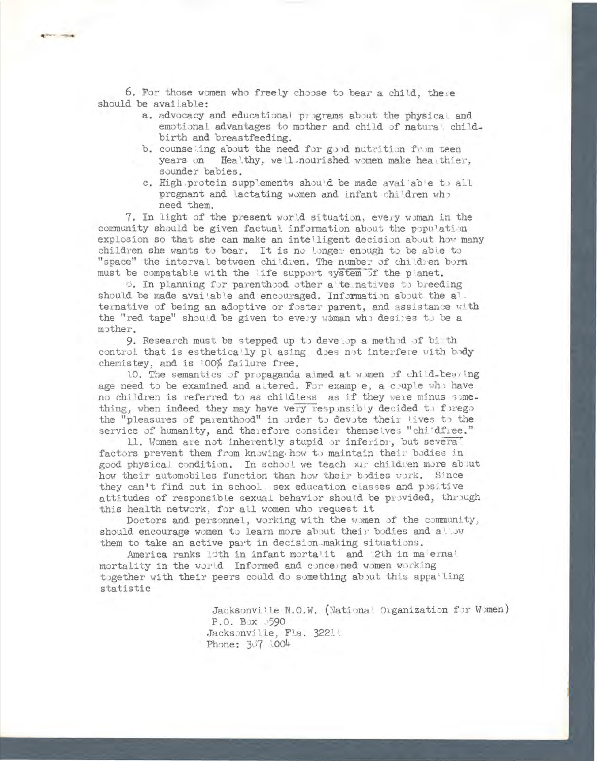6. For those women who freely choose to bear a child, there should be available:

a. advocacy and educational programs about the physical and emotional advantages to mother and child of natural childbirth and breastfeeding.

b. counseling about the need for good nutrition from teen years on. Healthy, well-nourished women make healthier, sounder babies.

c. High protein supplements should be made available to all pregnant and lactating women and infant children who need them.

7. In light of the present world situation, every woman in the community should be given factual information about the population explosion so that she can make an intelligent decision about how many children she wants to bear. It is no longer enough to be able to "space" the interval between children. The number of children born must be compatable with the life support system of the planet.

8. In planning for parenthood other alternatives to breeding should be made available and encouraged. Information about the alternative of being an adoptive or foster parent, and assistance with the "red tape" should be given to every woman who desires to be a mother.

9. Research must be stepped up to develop a method of birth control that is esthetically pleasing, does not interfere with body chemistry, and is 100% failure free.

10. The semantics of propaganda aimed at women of child-bearing age need to be examined and altered. For example, a couple who have no children is referred to as childless as if they were minus something, when indeed they may have very responsibly decided to forego the "pleasures of parenthood" in order to devote their lives to the service of humanity, and therefore consider themselves "childfree."

11. Women are not inherently stupid or inferior, but several factors prevent them from knowing how to maintain their bodies in good physical condition. In school we teach our children more about how their automobiles function than how their bodies work. Since they can't find out in school, sex education classes and positive attitudes of responsible sexual behavior should be provided, through this health network, for all women who request it.

Doctors and personnel, working with the women of the community, should encourage women to learn more about their bodies and allow them to take an active part in decision-making situations.

America ranks 13th in infant mortality and 12th in maternal mortality in the world. Informed and concerned women working together with their peers could do something about this appalling statistic.

Jacksonville N.O.W. (National Organization for Women)
P.O. Box 5590
Jacksonville, Fla. 32211
Phone: 387 1004